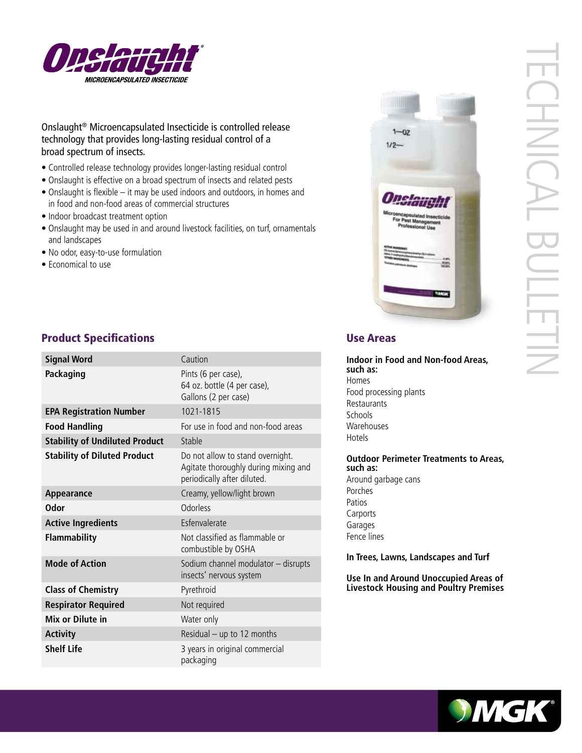# Onslaught®

**MICROENCAPSULATED INSECTICIDE**

TECHNICAL BULLETIN

Onslaught® Microencapsulated Insecticide is controlled release technology that provides long-lasting residual control of a broad spectrum of insects.

- Controlled release technology provides longer-lasting residual control
- Onslaught is effective on a broad spectrum of insects and related pests
- Onslaught is flexible – it may be used indoors and outdoors, in homes and in food and non-food areas of commercial structures
- Indoor broadcast treatment option
- Onslaught may be used in and around livestock facilities, on turf, ornamentals and landscapes
- No odor, easy-to-use formulation
- Economical to use

## Product Specifications

| | |
|---|---|
| **Signal Word** | Caution |
| **Packaging** | Pints (6 per case), 64 oz. bottle (4 per case), Gallons (2 per case) |
| **EPA Registration Number** | 1021-1815 |
| **Food Handling** | For use in food and non-food areas |
| **Stability of Undiluted Product** | Stable |
| **Stability of Diluted Product** | Do not allow to stand overnight. Agitate thoroughly during mixing and periodically after diluted. |
| **Appearance** | Creamy, yellow/light brown |
| **Odor** | Odorless |
| **Active Ingredients** | Esfenvalerate |
| **Flammability** | Not classified as flammable or combustible by OSHA |
| **Mode of Action** | Sodium channel modulator – disrupts insects' nervous system |
| **Class of Chemistry** | Pyrethroid |
| **Respirator Required** | Not required |
| **Mix or Dilute in** | Water only |
| **Activity** | Residual – up to 12 months |
| **Shelf Life** | 3 years in original commercial packaging |

## Use Areas

**Indoor in Food and Non-food Areas, such as:**

Homes
Food processing plants
Restaurants
Schools
Warehouses
Hotels

**Outdoor Perimeter Treatments to Areas, such as:**

Around garbage cans
Porches
Patios
Carports
Garages
Fence lines

**In Trees, Lawns, Landscapes and Turf**

**Use In and Around Unoccupied Areas of Livestock Housing and Poultry Premises**

MGK®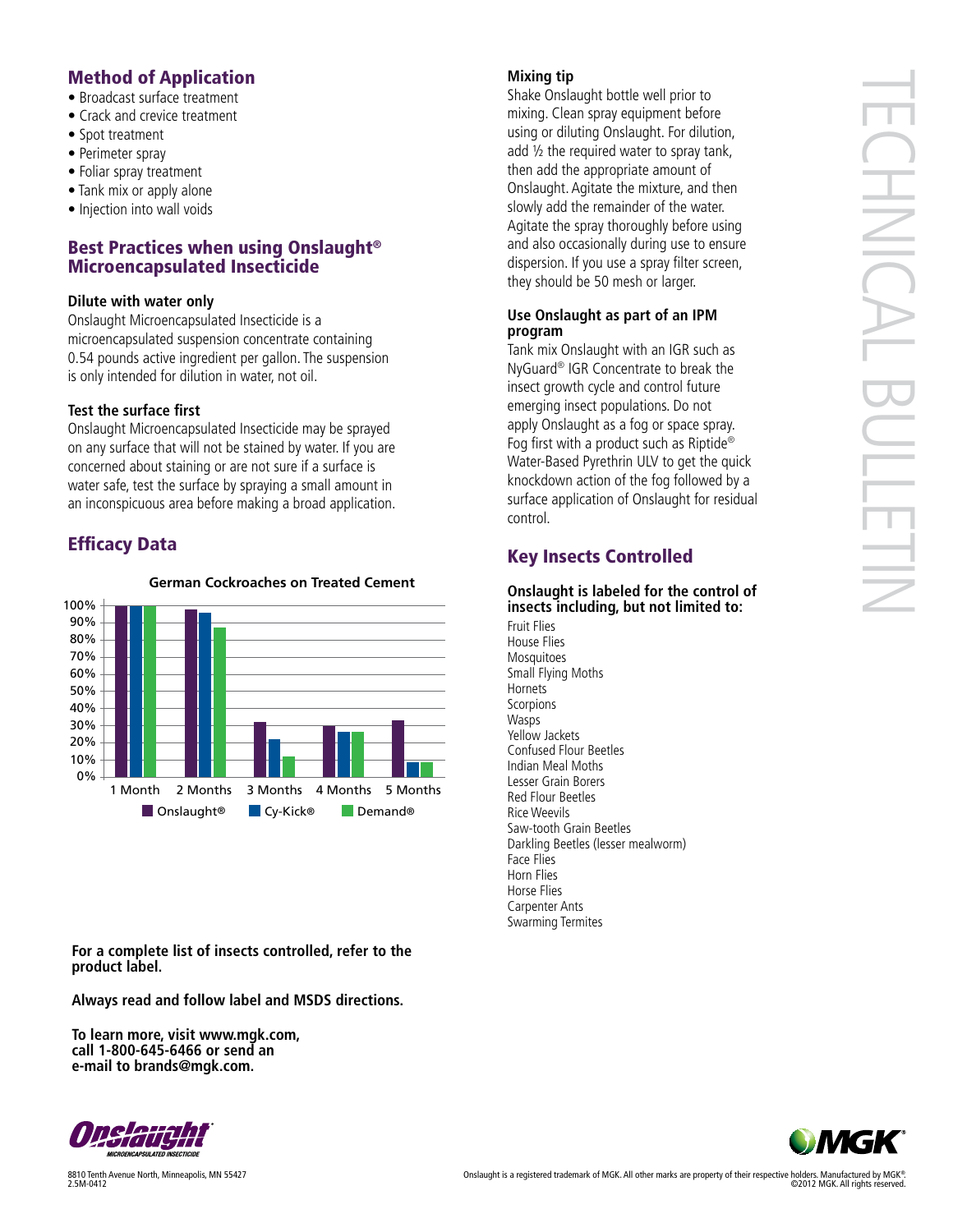## Method of Application

- Broadcast surface treatment
- Crack and crevice treatment
- Spot treatment
- Perimeter spray
- Foliar spray treatment
- Tank mix or apply alone
- Injection into wall voids

## Best Practices when using Onslaught® Microencapsulated Insecticide

### Dilute with water only

Onslaught Microencapsulated Insecticide is a microencapsulated suspension concentrate containing 0.54 pounds active ingredient per gallon. The suspension is only intended for dilution in water, not oil.

### Test the surface first

Onslaught Microencapsulated Insecticide may be sprayed on any surface that will not be stained by water. If you are concerned about staining or are not sure if a surface is water safe, test the surface by spraying a small amount in an inconspicuous area before making a broad application.

## Efficacy Data

German Cockroaches on Treated Cement

100%
90%
80%
70%
60%
50%
40%
30%
20%
10%
0%

1 Month
2 Months
3 Months
4 Months
5 Months

Onslaught®
Cy-Kick®
Demand®

**For a complete list of insects controlled, refer to the product label.**

**Always read and follow label and MSDS directions.**

**To learn more, visit www.mgk.com, call 1-800-645-6466 or send an e-mail to brands@mgk.com.**

### Mixing tip

Shake Onslaught bottle well prior to mixing. Clean spray equipment before using or diluting Onslaught. For dilution, add ½ the required water to spray tank, then add the appropriate amount of Onslaught. Agitate the mixture, and then slowly add the remainder of the water. Agitate the spray thoroughly before using and also occasionally during use to ensure dispersion. If you use a spray filter screen, they should be 50 mesh or larger.

### Use Onslaught as part of an IPM program

Tank mix Onslaught with an IGR such as NyGuard® IGR Concentrate to break the insect growth cycle and control future emerging insect populations. Do not apply Onslaught as a fog or space spray. Fog first with a product such as Riptide® Water-Based Pyrethrin ULV to get the quick knockdown action of the fog followed by a surface application of Onslaught for residual control.

## Key Insects Controlled

**Onslaught is labeled for the control of insects including, but not limited to:**

Fruit Flies
House Flies
Mosquitoes
Small Flying Moths
Hornets
Scorpions
Wasps
Yellow Jackets
Confused Flour Beetles
Indian Meal Moths
Lesser Grain Borers
Red Flour Beetles
Rice Weevils
Saw-tooth Grain Beetles
Darkling Beetles (lesser mealworm)
Face Flies
Horn Flies
Horse Flies
Carpenter Ants
Swarming Termites

TECHNICAL BULLETIN

Onslaught MICROENCAPSULATED INSECTICIDE

8810 Tenth Avenue North, Minneapolis, MN 55427
2.5M-0412

MGK

Onslaught is a registered trademark of MGK. All other marks are property of their respective holders. Manufactured by MGK®.
©2012 MGK. All rights reserved.